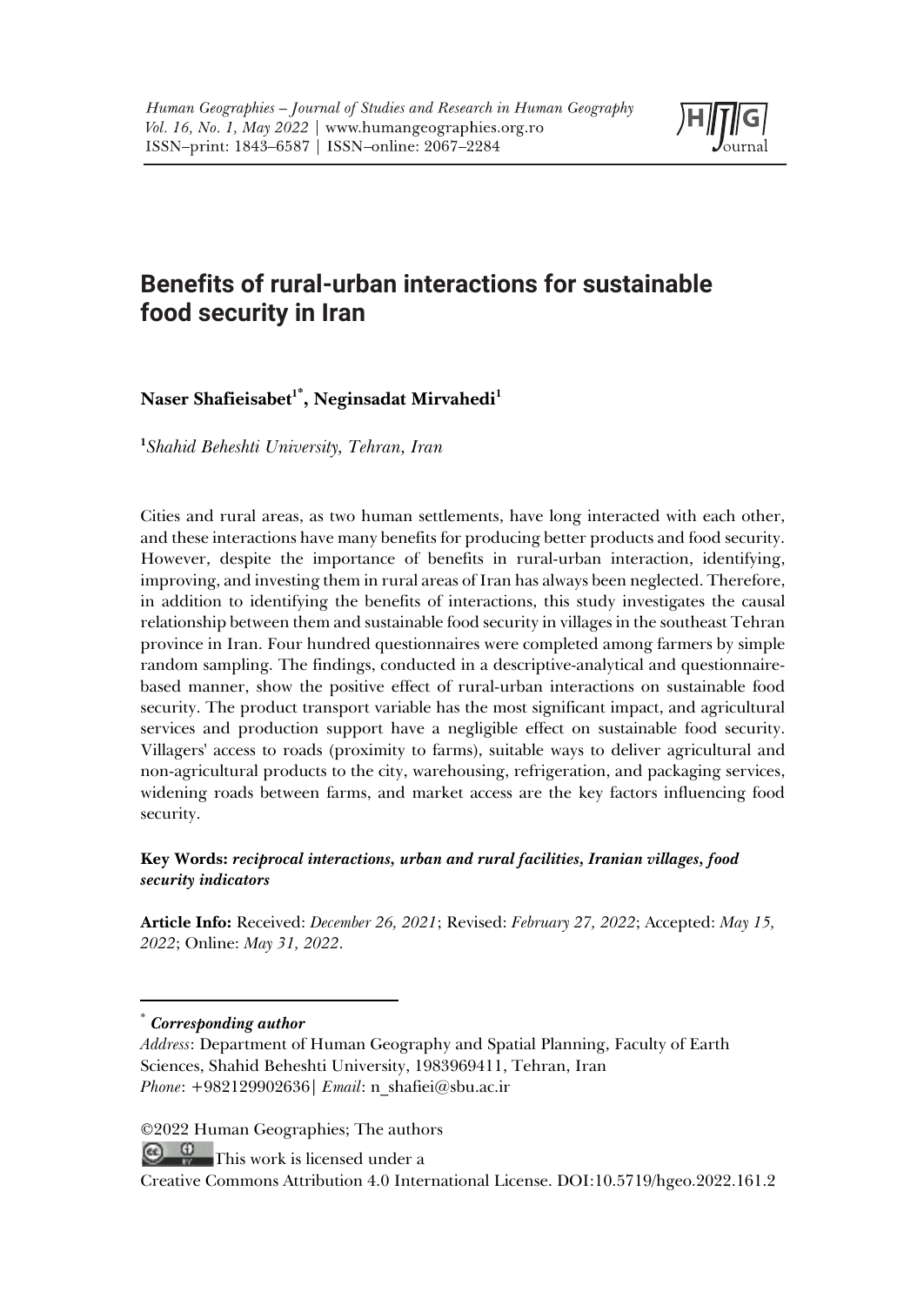# Benefits of rural-urban interactions for sustainable food security in Iran

**Naser Shafieisabet[1*], Neginsadat Mirvahedi[1]**

[1]*Shahid Beheshti University, Tehran, Iran*

Cities and rural areas, as two human settlements, have long interacted with each other, and these interactions have many benefits for producing better products and food security. However, despite the importance of benefits in rural-urban interaction, identifying, improving, and investing them in rural areas of Iran has always been neglected. Therefore, in addition to identifying the benefits of interactions, this study investigates the causal relationship between them and sustainable food security in villages in the southeast Tehran province in Iran. Four hundred questionnaires were completed among farmers by simple random sampling. The findings, conducted in a descriptive-analytical and questionnaire-based manner, show the positive effect of rural-urban interactions on sustainable food security. The product transport variable has the most significant impact, and agricultural services and production support have a negligible effect on sustainable food security. Villagers' access to roads (proximity to farms), suitable ways to deliver agricultural and non-agricultural products to the city, warehousing, refrigeration, and packaging services, widening roads between farms, and market access are the key factors influencing food security.

**Key Words:** ***reciprocal interactions, urban and rural facilities, Iranian villages, food security indicators***

**Article Info:** Received: *December 26, 2021*; Revised: *February 27, 2022*; Accepted: *May 15, 2022*; Online: *May 31, 2022*.

[*] ***Corresponding author***

*Address*: Department of Human Geography and Spatial Planning, Faculty of Earth Sciences, Shahid Beheshti University, 1983969411, Tehran, Iran
*Phone*: +982129902636| *Email*: n_shafiei@sbu.ac.ir

©2022 Human Geographies; The authors

This work is licensed under a
Creative Commons Attribution 4.0 International License. DOI:10.5719/hgeo.2022.161.2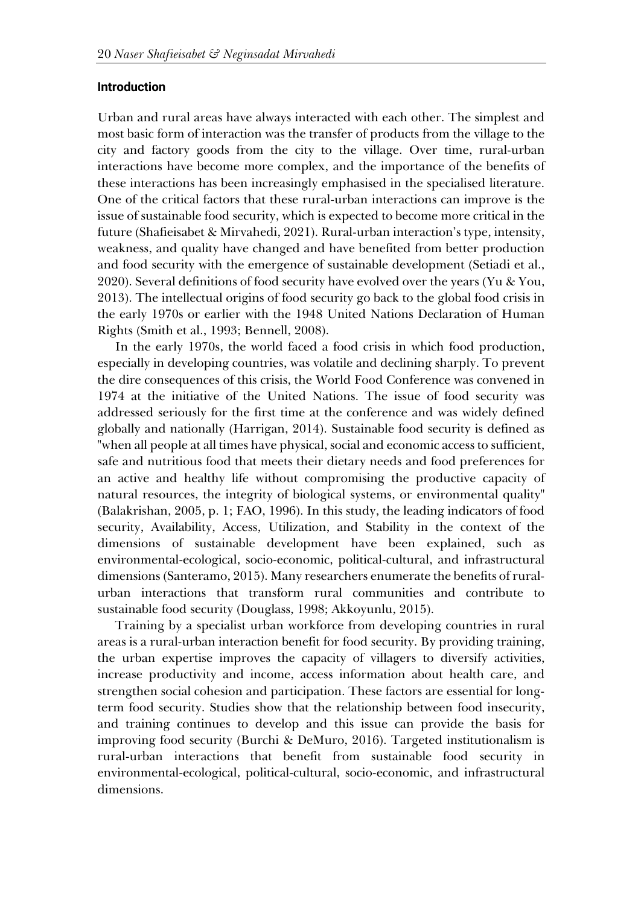## Introduction

Urban and rural areas have always interacted with each other. The simplest and most basic form of interaction was the transfer of products from the village to the city and factory goods from the city to the village. Over time, rural-urban interactions have become more complex, and the importance of the benefits of these interactions has been increasingly emphasised in the specialised literature. One of the critical factors that these rural-urban interactions can improve is the issue of sustainable food security, which is expected to become more critical in the future (Shafieisabet & Mirvahedi, 2021). Rural-urban interaction's type, intensity, weakness, and quality have changed and have benefited from better production and food security with the emergence of sustainable development (Setiadi et al., 2020). Several definitions of food security have evolved over the years (Yu & You, 2013). The intellectual origins of food security go back to the global food crisis in the early 1970s or earlier with the 1948 United Nations Declaration of Human Rights (Smith et al., 1993; Bennell, 2008).

In the early 1970s, the world faced a food crisis in which food production, especially in developing countries, was volatile and declining sharply. To prevent the dire consequences of this crisis, the World Food Conference was convened in 1974 at the initiative of the United Nations. The issue of food security was addressed seriously for the first time at the conference and was widely defined globally and nationally (Harrigan, 2014). Sustainable food security is defined as "when all people at all times have physical, social and economic access to sufficient, safe and nutritious food that meets their dietary needs and food preferences for an active and healthy life without compromising the productive capacity of natural resources, the integrity of biological systems, or environmental quality" (Balakrishan, 2005, p. 1; FAO, 1996). In this study, the leading indicators of food security, Availability, Access, Utilization, and Stability in the context of the dimensions of sustainable development have been explained, such as environmental-ecological, socio-economic, political-cultural, and infrastructural dimensions (Santeramo, 2015). Many researchers enumerate the benefits of rural-urban interactions that transform rural communities and contribute to sustainable food security (Douglass, 1998; Akkoyunlu, 2015).

Training by a specialist urban workforce from developing countries in rural areas is a rural-urban interaction benefit for food security. By providing training, the urban expertise improves the capacity of villagers to diversify activities, increase productivity and income, access information about health care, and strengthen social cohesion and participation. These factors are essential for long-term food security. Studies show that the relationship between food insecurity, and training continues to develop and this issue can provide the basis for improving food security (Burchi & DeMuro, 2016). Targeted institutionalism is rural-urban interactions that benefit from sustainable food security in environmental-ecological, political-cultural, socio-economic, and infrastructural dimensions.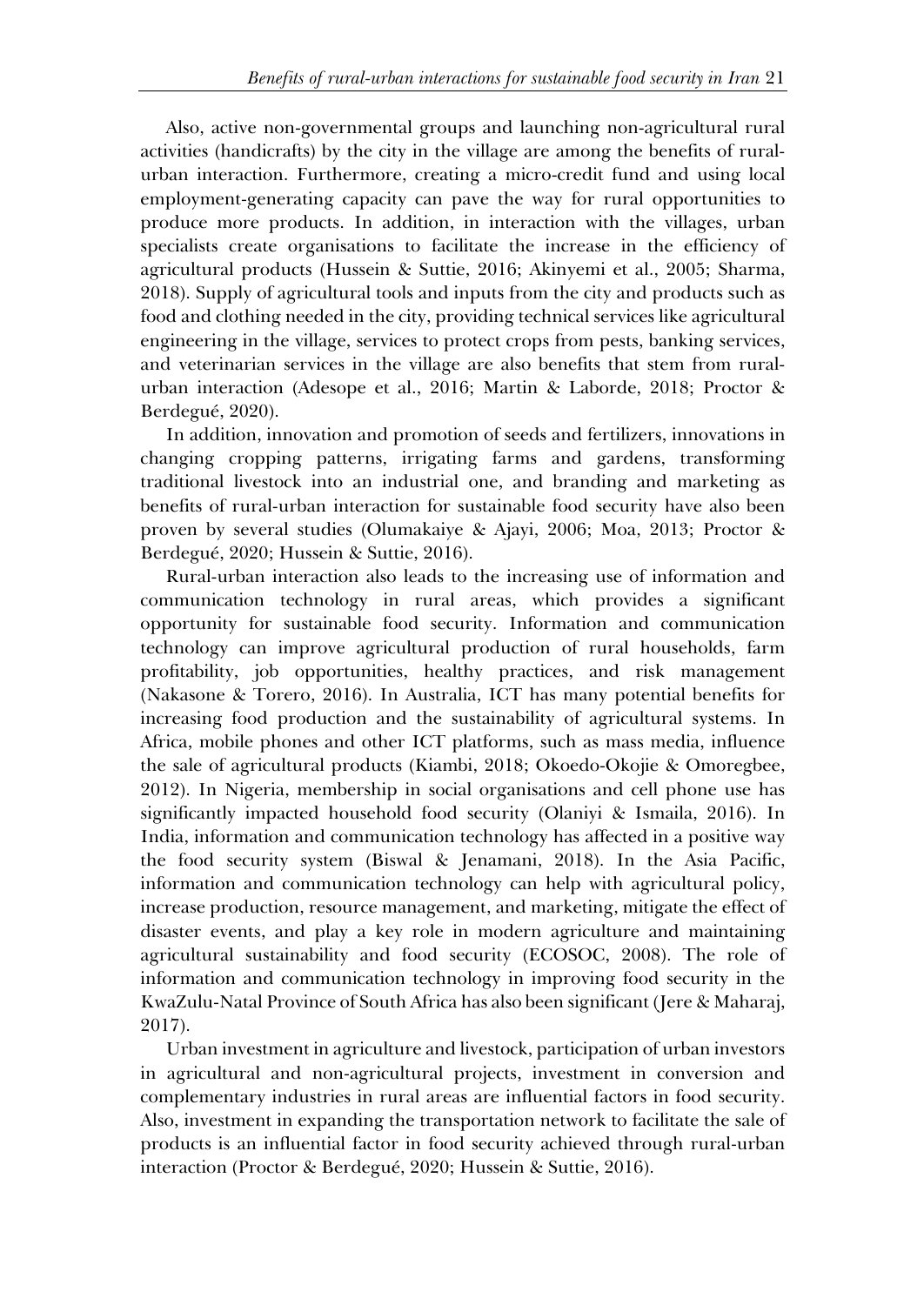Also, active non-governmental groups and launching non-agricultural rural activities (handicrafts) by the city in the village are among the benefits of rural-urban interaction. Furthermore, creating a micro-credit fund and using local employment-generating capacity can pave the way for rural opportunities to produce more products. In addition, in interaction with the villages, urban specialists create organisations to facilitate the increase in the efficiency of agricultural products (Hussein & Suttie, 2016; Akinyemi et al., 2005; Sharma, 2018). Supply of agricultural tools and inputs from the city and products such as food and clothing needed in the city, providing technical services like agricultural engineering in the village, services to protect crops from pests, banking services, and veterinarian services in the village are also benefits that stem from rural-urban interaction (Adesope et al., 2016; Martin & Laborde, 2018; Proctor & Berdegué, 2020).

In addition, innovation and promotion of seeds and fertilizers, innovations in changing cropping patterns, irrigating farms and gardens, transforming traditional livestock into an industrial one, and branding and marketing as benefits of rural-urban interaction for sustainable food security have also been proven by several studies (Olumakaiye & Ajayi, 2006; Moa, 2013; Proctor & Berdegué, 2020; Hussein & Suttie, 2016).

Rural-urban interaction also leads to the increasing use of information and communication technology in rural areas, which provides a significant opportunity for sustainable food security. Information and communication technology can improve agricultural production of rural households, farm profitability, job opportunities, healthy practices, and risk management (Nakasone & Torero, 2016). In Australia, ICT has many potential benefits for increasing food production and the sustainability of agricultural systems. In Africa, mobile phones and other ICT platforms, such as mass media, influence the sale of agricultural products (Kiambi, 2018; Okoedo-Okojie & Omoregbee, 2012). In Nigeria, membership in social organisations and cell phone use has significantly impacted household food security (Olaniyi & Ismaila, 2016). In India, information and communication technology has affected in a positive way the food security system (Biswal & Jenamani, 2018). In the Asia Pacific, information and communication technology can help with agricultural policy, increase production, resource management, and marketing, mitigate the effect of disaster events, and play a key role in modern agriculture and maintaining agricultural sustainability and food security (ECOSOC, 2008). The role of information and communication technology in improving food security in the KwaZulu-Natal Province of South Africa has also been significant (Jere & Maharaj, 2017).

Urban investment in agriculture and livestock, participation of urban investors in agricultural and non-agricultural projects, investment in conversion and complementary industries in rural areas are influential factors in food security. Also, investment in expanding the transportation network to facilitate the sale of products is an influential factor in food security achieved through rural-urban interaction (Proctor & Berdegué, 2020; Hussein & Suttie, 2016).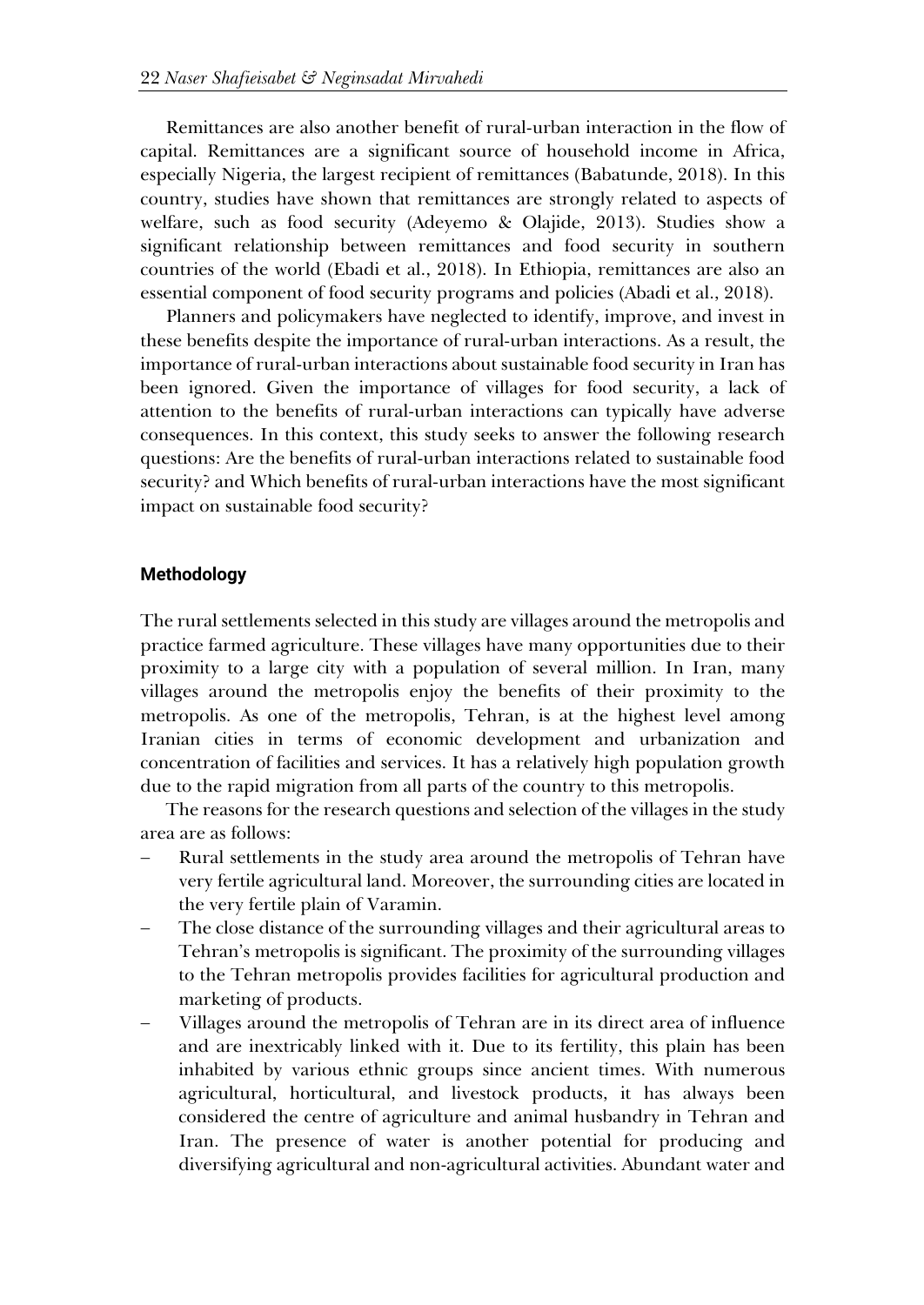Remittances are also another benefit of rural-urban interaction in the flow of capital. Remittances are a significant source of household income in Africa, especially Nigeria, the largest recipient of remittances (Babatunde, 2018). In this country, studies have shown that remittances are strongly related to aspects of welfare, such as food security (Adeyemo & Olajide, 2013). Studies show a significant relationship between remittances and food security in southern countries of the world (Ebadi et al., 2018). In Ethiopia, remittances are also an essential component of food security programs and policies (Abadi et al., 2018).

Planners and policymakers have neglected to identify, improve, and invest in these benefits despite the importance of rural-urban interactions. As a result, the importance of rural-urban interactions about sustainable food security in Iran has been ignored. Given the importance of villages for food security, a lack of attention to the benefits of rural-urban interactions can typically have adverse consequences. In this context, this study seeks to answer the following research questions: Are the benefits of rural-urban interactions related to sustainable food security? and Which benefits of rural-urban interactions have the most significant impact on sustainable food security?

## Methodology

The rural settlements selected in this study are villages around the metropolis and practice farmed agriculture. These villages have many opportunities due to their proximity to a large city with a population of several million. In Iran, many villages around the metropolis enjoy the benefits of their proximity to the metropolis. As one of the metropolis, Tehran, is at the highest level among Iranian cities in terms of economic development and urbanization and concentration of facilities and services. It has a relatively high population growth due to the rapid migration from all parts of the country to this metropolis.

The reasons for the research questions and selection of the villages in the study area are as follows:

- Rural settlements in the study area around the metropolis of Tehran have very fertile agricultural land. Moreover, the surrounding cities are located in the very fertile plain of Varamin.
- The close distance of the surrounding villages and their agricultural areas to Tehran's metropolis is significant. The proximity of the surrounding villages to the Tehran metropolis provides facilities for agricultural production and marketing of products.
- Villages around the metropolis of Tehran are in its direct area of influence and are inextricably linked with it. Due to its fertility, this plain has been inhabited by various ethnic groups since ancient times. With numerous agricultural, horticultural, and livestock products, it has always been considered the centre of agriculture and animal husbandry in Tehran and Iran. The presence of water is another potential for producing and diversifying agricultural and non-agricultural activities. Abundant water and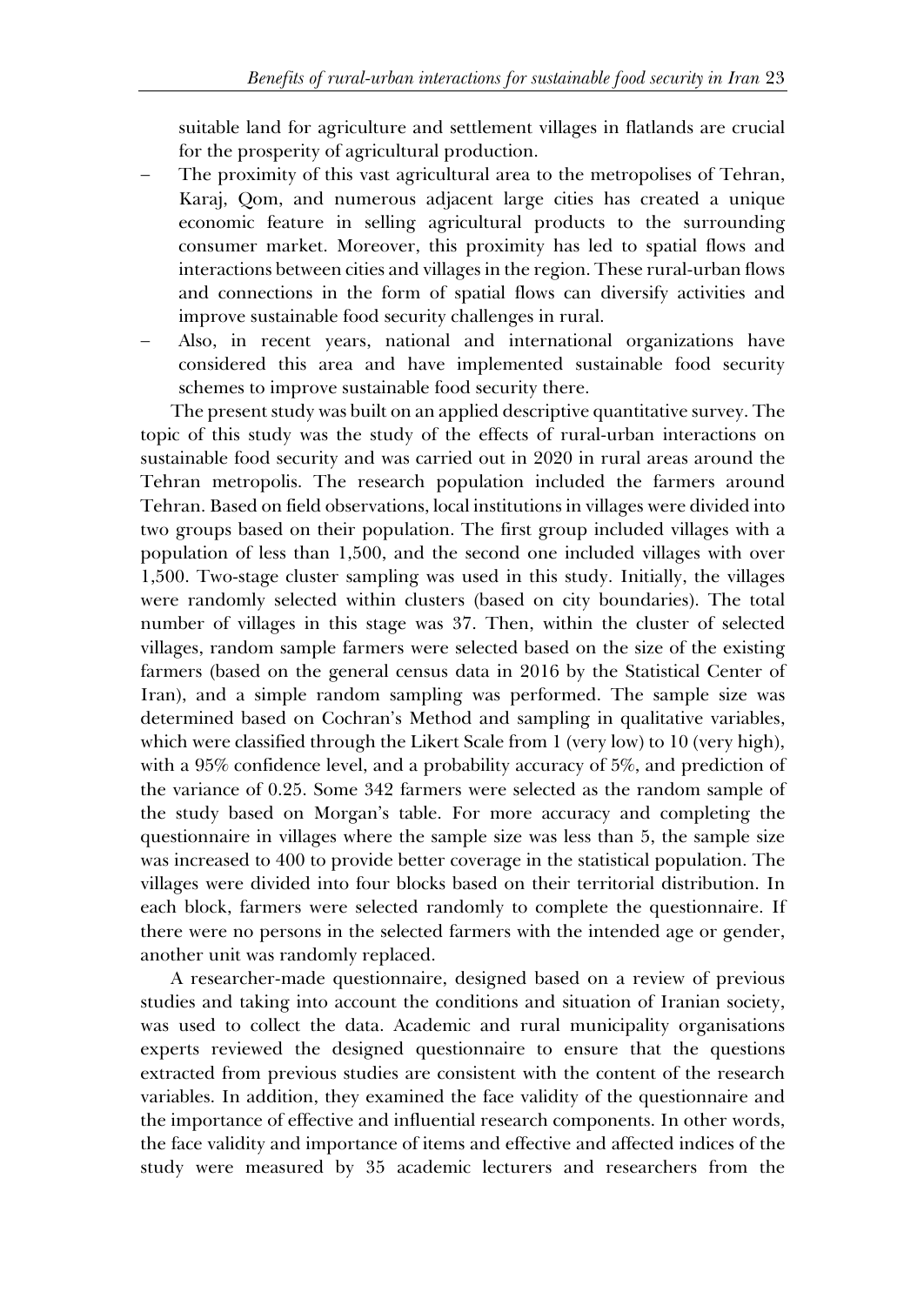suitable land for agriculture and settlement villages in flatlands are crucial for the prosperity of agricultural production.

- The proximity of this vast agricultural area to the metropolises of Tehran, Karaj, Qom, and numerous adjacent large cities has created a unique economic feature in selling agricultural products to the surrounding consumer market. Moreover, this proximity has led to spatial flows and interactions between cities and villages in the region. These rural-urban flows and connections in the form of spatial flows can diversify activities and improve sustainable food security challenges in rural.
- Also, in recent years, national and international organizations have considered this area and have implemented sustainable food security schemes to improve sustainable food security there.

The present study was built on an applied descriptive quantitative survey. The topic of this study was the study of the effects of rural-urban interactions on sustainable food security and was carried out in 2020 in rural areas around the Tehran metropolis. The research population included the farmers around Tehran. Based on field observations, local institutions in villages were divided into two groups based on their population. The first group included villages with a population of less than 1,500, and the second one included villages with over 1,500. Two-stage cluster sampling was used in this study. Initially, the villages were randomly selected within clusters (based on city boundaries). The total number of villages in this stage was 37. Then, within the cluster of selected villages, random sample farmers were selected based on the size of the existing farmers (based on the general census data in 2016 by the Statistical Center of Iran), and a simple random sampling was performed. The sample size was determined based on Cochran's Method and sampling in qualitative variables, which were classified through the Likert Scale from 1 (very low) to 10 (very high), with a 95% confidence level, and a probability accuracy of 5%, and prediction of the variance of 0.25. Some 342 farmers were selected as the random sample of the study based on Morgan's table. For more accuracy and completing the questionnaire in villages where the sample size was less than 5, the sample size was increased to 400 to provide better coverage in the statistical population. The villages were divided into four blocks based on their territorial distribution. In each block, farmers were selected randomly to complete the questionnaire. If there were no persons in the selected farmers with the intended age or gender, another unit was randomly replaced.

A researcher-made questionnaire, designed based on a review of previous studies and taking into account the conditions and situation of Iranian society, was used to collect the data. Academic and rural municipality organisations experts reviewed the designed questionnaire to ensure that the questions extracted from previous studies are consistent with the content of the research variables. In addition, they examined the face validity of the questionnaire and the importance of effective and influential research components. In other words, the face validity and importance of items and effective and affected indices of the study were measured by 35 academic lecturers and researchers from the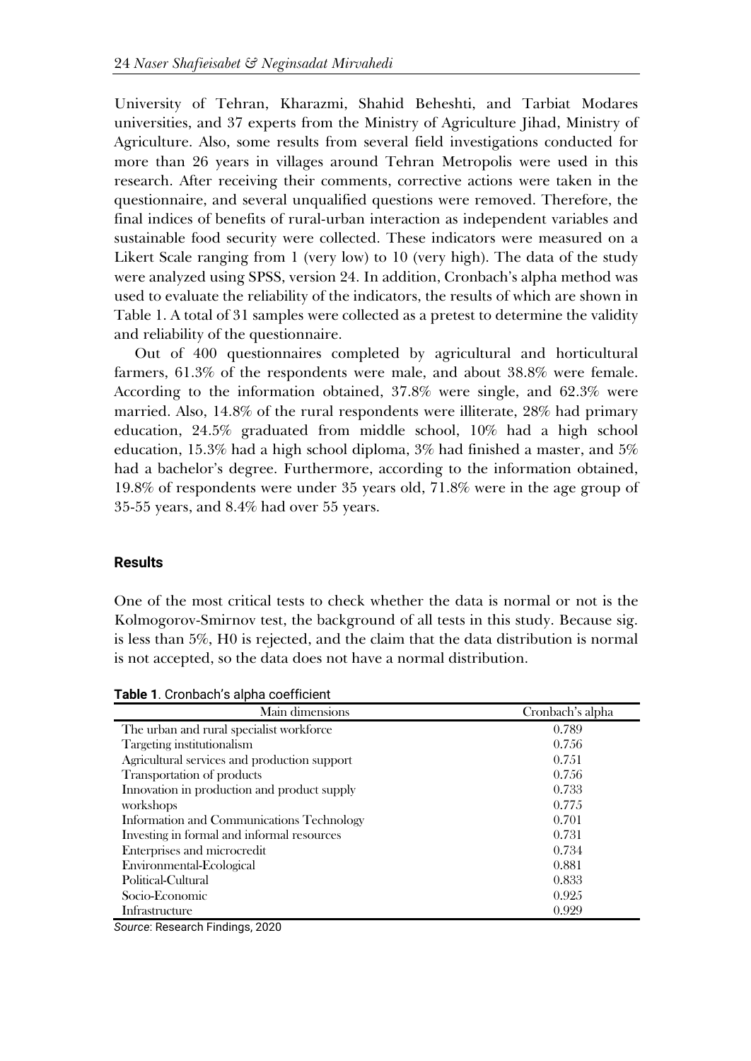University of Tehran, Kharazmi, Shahid Beheshti, and Tarbiat Modares universities, and 37 experts from the Ministry of Agriculture Jihad, Ministry of Agriculture. Also, some results from several field investigations conducted for more than 26 years in villages around Tehran Metropolis were used in this research. After receiving their comments, corrective actions were taken in the questionnaire, and several unqualified questions were removed. Therefore, the final indices of benefits of rural-urban interaction as independent variables and sustainable food security were collected. These indicators were measured on a Likert Scale ranging from 1 (very low) to 10 (very high). The data of the study were analyzed using SPSS, version 24. In addition, Cronbach's alpha method was used to evaluate the reliability of the indicators, the results of which are shown in Table 1. A total of 31 samples were collected as a pretest to determine the validity and reliability of the questionnaire.

Out of 400 questionnaires completed by agricultural and horticultural farmers, 61.3% of the respondents were male, and about 38.8% were female. According to the information obtained, 37.8% were single, and 62.3% were married. Also, 14.8% of the rural respondents were illiterate, 28% had primary education, 24.5% graduated from middle school, 10% had a high school education, 15.3% had a high school diploma, 3% had finished a master, and 5% had a bachelor's degree. Furthermore, according to the information obtained, 19.8% of respondents were under 35 years old, 71.8% were in the age group of 35-55 years, and 8.4% had over 55 years.

## Results

One of the most critical tests to check whether the data is normal or not is the Kolmogorov-Smirnov test, the background of all tests in this study. Because sig. is less than 5%, H0 is rejected, and the claim that the data distribution is normal is not accepted, so the data does not have a normal distribution.

**Table 1**. Cronbach's alpha coefficient

| Main dimensions | Cronbach's alpha |
|---|---|
| The urban and rural specialist workforce | 0.789 |
| Targeting institutionalism | 0.756 |
| Agricultural services and production support | 0.751 |
| Transportation of products | 0.756 |
| Innovation in production and product supply | 0.733 |
| workshops | 0.775 |
| Information and Communications Technology | 0.701 |
| Investing in formal and informal resources | 0.731 |
| Enterprises and microcredit | 0.734 |
| Environmental-Ecological | 0.881 |
| Political-Cultural | 0.833 |
| Socio-Economic | 0.925 |
| Infrastructure | 0.929 |

*Source*: Research Findings, 2020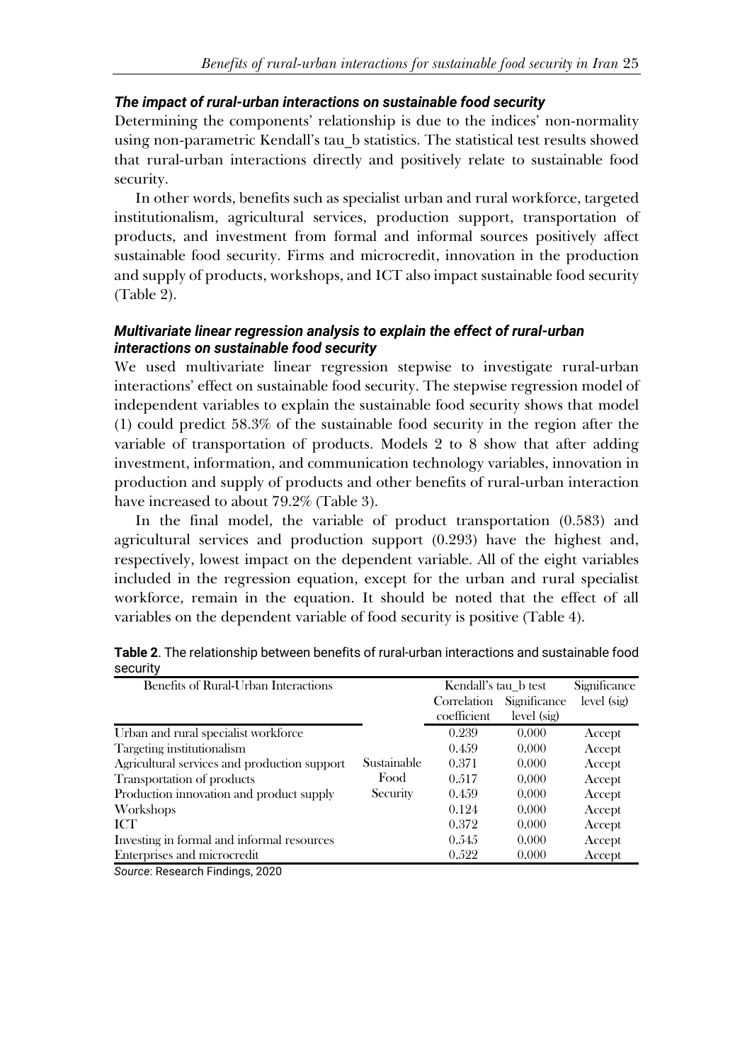### *The impact of rural-urban interactions on sustainable food security*

Determining the components' relationship is due to the indices' non-normality using non-parametric Kendall's tau_b statistics. The statistical test results showed that rural-urban interactions directly and positively relate to sustainable food security.

In other words, benefits such as specialist urban and rural workforce, targeted institutionalism, agricultural services, production support, transportation of products, and investment from formal and informal sources positively affect sustainable food security. Firms and microcredit, innovation in the production and supply of products, workshops, and ICT also impact sustainable food security (Table 2).

### *Multivariate linear regression analysis to explain the effect of rural-urban interactions on sustainable food security*

We used multivariate linear regression stepwise to investigate rural-urban interactions' effect on sustainable food security. The stepwise regression model of independent variables to explain the sustainable food security shows that model (1) could predict 58.3% of the sustainable food security in the region after the variable of transportation of products. Models 2 to 8 show that after adding investment, information, and communication technology variables, innovation in production and supply of products and other benefits of rural-urban interaction have increased to about 79.2% (Table 3).

In the final model, the variable of product transportation (0.583) and agricultural services and production support (0.293) have the highest and, respectively, lowest impact on the dependent variable. All of the eight variables included in the regression equation, except for the urban and rural specialist workforce, remain in the equation. It should be noted that the effect of all variables on the dependent variable of food security is positive (Table 4).

**Table 2**. The relationship between benefits of rural-urban interactions and sustainable food security

| Benefits of Rural-Urban Interactions | | Kendall's tau_b test | | Significance level (sig) |
|---|---|---|---|---|
| | | Correlation coefficient | Significance level (sig) | |
| Urban and rural specialist workforce | Sustainable Food Security | 0.239 | 0.000 | Accept |
| Targeting institutionalism | | 0.459 | 0.000 | Accept |
| Agricultural services and production support | | 0.371 | 0.000 | Accept |
| Transportation of products | | 0.517 | 0.000 | Accept |
| Production innovation and product supply | | 0.459 | 0.000 | Accept |
| Workshops | | 0.124 | 0.000 | Accept |
| ICT | | 0.372 | 0.000 | Accept |
| Investing in formal and informal resources | | 0.545 | 0.000 | Accept |
| Enterprises and microcredit | | 0.522 | 0.000 | Accept |

*Source*: Research Findings, 2020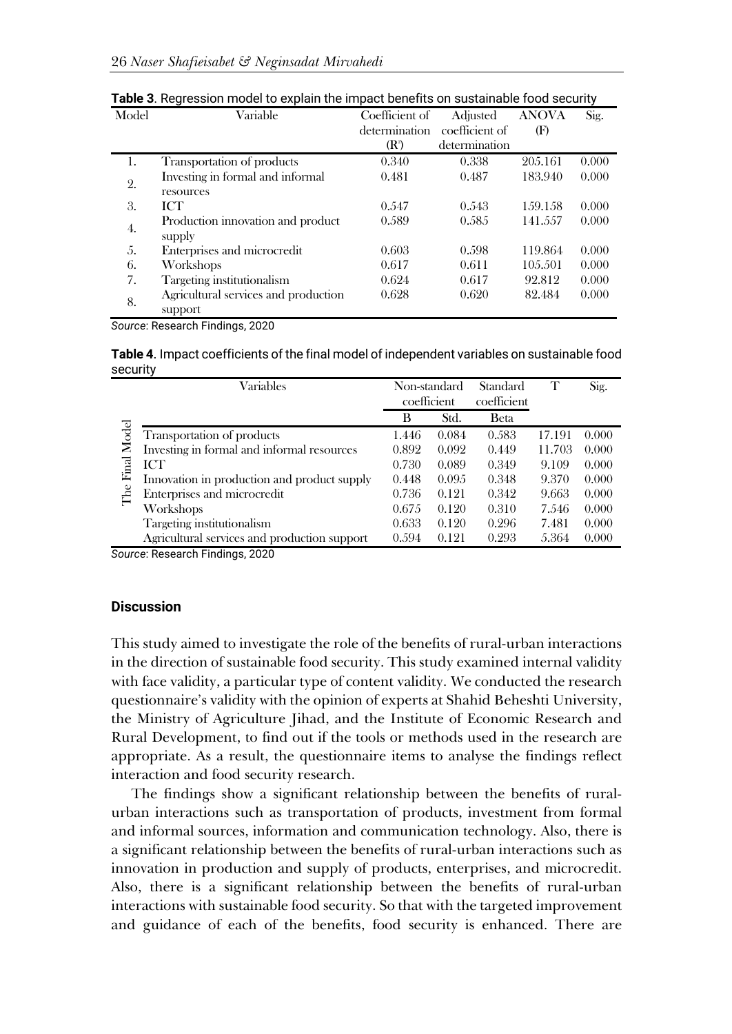**Table 3**. Regression model to explain the impact benefits on sustainable food security

| Model | Variable | Coefficient of determination ($R^2$) | Adjusted coefficient of determination | ANOVA (F) | Sig. |
|---|---|---|---|---|---|
| 1. | Transportation of products | 0.340 | 0.338 | 205.161 | 0.000 |
| 2. | Investing in formal and informal resources | 0.481 | 0.487 | 183.940 | 0.000 |
| 3. | ICT | 0.547 | 0.543 | 159.158 | 0.000 |
| 4. | Production innovation and product supply | 0.589 | 0.585 | 141.557 | 0.000 |
| 5. | Enterprises and microcredit | 0.603 | 0.598 | 119.864 | 0.000 |
| 6. | Workshops | 0.617 | 0.611 | 105.501 | 0.000 |
| 7. | Targeting institutionalism | 0.624 | 0.617 | 92.812 | 0.000 |
| 8. | Agricultural services and production support | 0.628 | 0.620 | 82.484 | 0.000 |

*Source*: Research Findings, 2020

**Table 4**. Impact coefficients of the final model of independent variables on sustainable food security

| | Variables | Non-standard coefficient | | Standard coefficient | T | Sig. |
|---|---|---|---|---|---|---|
| | | B | Std. | Beta | | |
| The Final Model | Transportation of products | 1.446 | 0.084 | 0.583 | 17.191 | 0.000 |
| | Investing in formal and informal resources | 0.892 | 0.092 | 0.449 | 11.703 | 0.000 |
| | ICT | 0.730 | 0.089 | 0.349 | 9.109 | 0.000 |
| | Innovation in production and product supply | 0.448 | 0.095 | 0.348 | 9.370 | 0.000 |
| | Enterprises and microcredit | 0.736 | 0.121 | 0.342 | 9.663 | 0.000 |
| | Workshops | 0.675 | 0.120 | 0.310 | 7.546 | 0.000 |
| | Targeting institutionalism | 0.633 | 0.120 | 0.296 | 7.481 | 0.000 |
| | Agricultural services and production support | 0.594 | 0.121 | 0.293 | 5.364 | 0.000 |

*Source*: Research Findings, 2020

## Discussion

This study aimed to investigate the role of the benefits of rural-urban interactions in the direction of sustainable food security. This study examined internal validity with face validity, a particular type of content validity. We conducted the research questionnaire's validity with the opinion of experts at Shahid Beheshti University, the Ministry of Agriculture Jihad, and the Institute of Economic Research and Rural Development, to find out if the tools or methods used in the research are appropriate. As a result, the questionnaire items to analyse the findings reflect interaction and food security research.

The findings show a significant relationship between the benefits of rural-urban interactions such as transportation of products, investment from formal and informal sources, information and communication technology. Also, there is a significant relationship between the benefits of rural-urban interactions such as innovation in production and supply of products, enterprises, and microcredit. Also, there is a significant relationship between the benefits of rural-urban interactions with sustainable food security. So that with the targeted improvement and guidance of each of the benefits, food security is enhanced. There are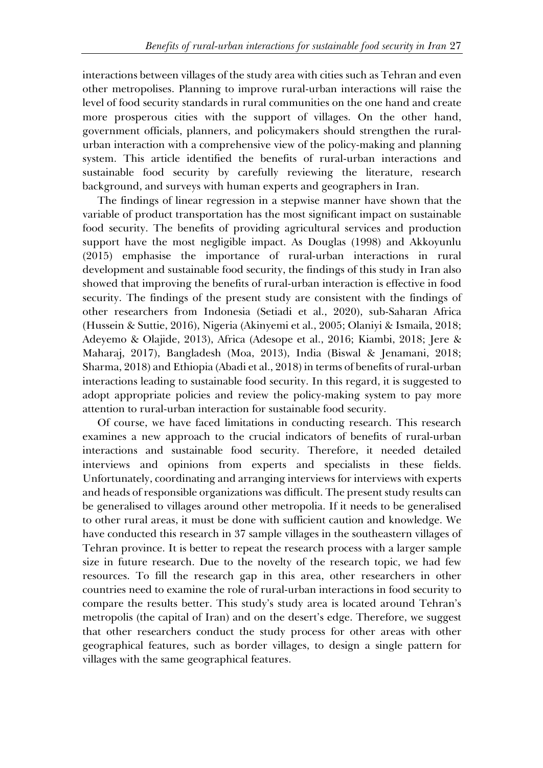interactions between villages of the study area with cities such as Tehran and even other metropolises. Planning to improve rural-urban interactions will raise the level of food security standards in rural communities on the one hand and create more prosperous cities with the support of villages. On the other hand, government officials, planners, and policymakers should strengthen the rural-urban interaction with a comprehensive view of the policy-making and planning system. This article identified the benefits of rural-urban interactions and sustainable food security by carefully reviewing the literature, research background, and surveys with human experts and geographers in Iran.

The findings of linear regression in a stepwise manner have shown that the variable of product transportation has the most significant impact on sustainable food security. The benefits of providing agricultural services and production support have the most negligible impact. As Douglas (1998) and Akkoyunlu (2015) emphasise the importance of rural-urban interactions in rural development and sustainable food security, the findings of this study in Iran also showed that improving the benefits of rural-urban interaction is effective in food security. The findings of the present study are consistent with the findings of other researchers from Indonesia (Setiadi et al., 2020), sub-Saharan Africa (Hussein & Suttie, 2016), Nigeria (Akinyemi et al., 2005; Olaniyi & Ismaila, 2018; Adeyemo & Olajide, 2013), Africa (Adesope et al., 2016; Kiambi, 2018; Jere & Maharaj, 2017), Bangladesh (Moa, 2013), India (Biswal & Jenamani, 2018; Sharma, 2018) and Ethiopia (Abadi et al., 2018) in terms of benefits of rural-urban interactions leading to sustainable food security. In this regard, it is suggested to adopt appropriate policies and review the policy-making system to pay more attention to rural-urban interaction for sustainable food security.

Of course, we have faced limitations in conducting research. This research examines a new approach to the crucial indicators of benefits of rural-urban interactions and sustainable food security. Therefore, it needed detailed interviews and opinions from experts and specialists in these fields. Unfortunately, coordinating and arranging interviews for interviews with experts and heads of responsible organizations was difficult. The present study results can be generalised to villages around other metropolia. If it needs to be generalised to other rural areas, it must be done with sufficient caution and knowledge. We have conducted this research in 37 sample villages in the southeastern villages of Tehran province. It is better to repeat the research process with a larger sample size in future research. Due to the novelty of the research topic, we had few resources. To fill the research gap in this area, other researchers in other countries need to examine the role of rural-urban interactions in food security to compare the results better. This study's study area is located around Tehran's metropolis (the capital of Iran) and on the desert's edge. Therefore, we suggest that other researchers conduct the study process for other areas with other geographical features, such as border villages, to design a single pattern for villages with the same geographical features.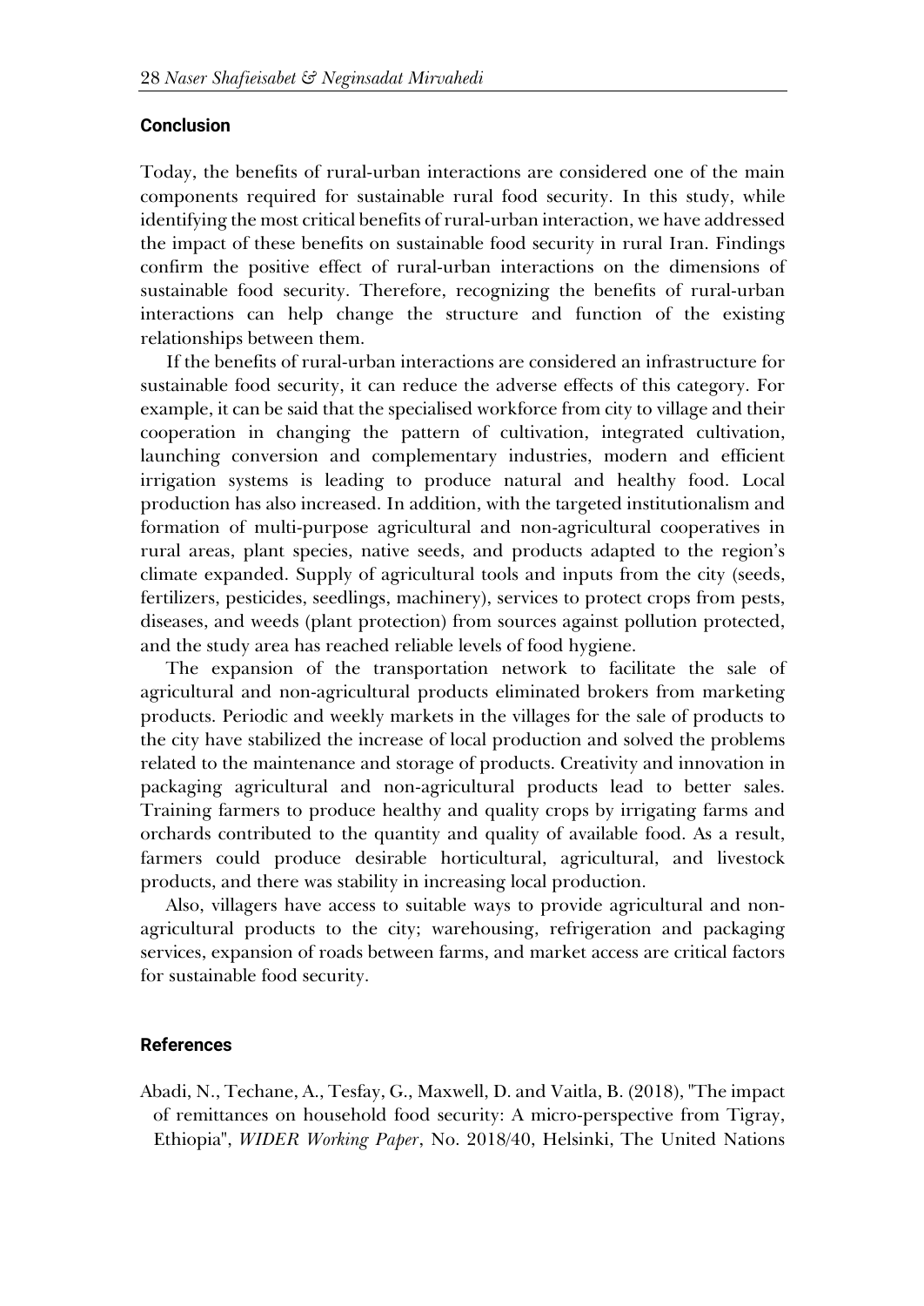## Conclusion

Today, the benefits of rural-urban interactions are considered one of the main components required for sustainable rural food security. In this study, while identifying the most critical benefits of rural-urban interaction, we have addressed the impact of these benefits on sustainable food security in rural Iran. Findings confirm the positive effect of rural-urban interactions on the dimensions of sustainable food security. Therefore, recognizing the benefits of rural-urban interactions can help change the structure and function of the existing relationships between them.

If the benefits of rural-urban interactions are considered an infrastructure for sustainable food security, it can reduce the adverse effects of this category. For example, it can be said that the specialised workforce from city to village and their cooperation in changing the pattern of cultivation, integrated cultivation, launching conversion and complementary industries, modern and efficient irrigation systems is leading to produce natural and healthy food. Local production has also increased. In addition, with the targeted institutionalism and formation of multi-purpose agricultural and non-agricultural cooperatives in rural areas, plant species, native seeds, and products adapted to the region's climate expanded. Supply of agricultural tools and inputs from the city (seeds, fertilizers, pesticides, seedlings, machinery), services to protect crops from pests, diseases, and weeds (plant protection) from sources against pollution protected, and the study area has reached reliable levels of food hygiene.

The expansion of the transportation network to facilitate the sale of agricultural and non-agricultural products eliminated brokers from marketing products. Periodic and weekly markets in the villages for the sale of products to the city have stabilized the increase of local production and solved the problems related to the maintenance and storage of products. Creativity and innovation in packaging agricultural and non-agricultural products lead to better sales. Training farmers to produce healthy and quality crops by irrigating farms and orchards contributed to the quantity and quality of available food. As a result, farmers could produce desirable horticultural, agricultural, and livestock products, and there was stability in increasing local production.

Also, villagers have access to suitable ways to provide agricultural and non-agricultural products to the city; warehousing, refrigeration and packaging services, expansion of roads between farms, and market access are critical factors for sustainable food security.

## References

Abadi, N., Techane, A., Tesfay, G., Maxwell, D. and Vaitla, B. (2018), "The impact of remittances on household food security: A micro-perspective from Tigray, Ethiopia", *WIDER Working Paper*, No. 2018/40, Helsinki, The United Nations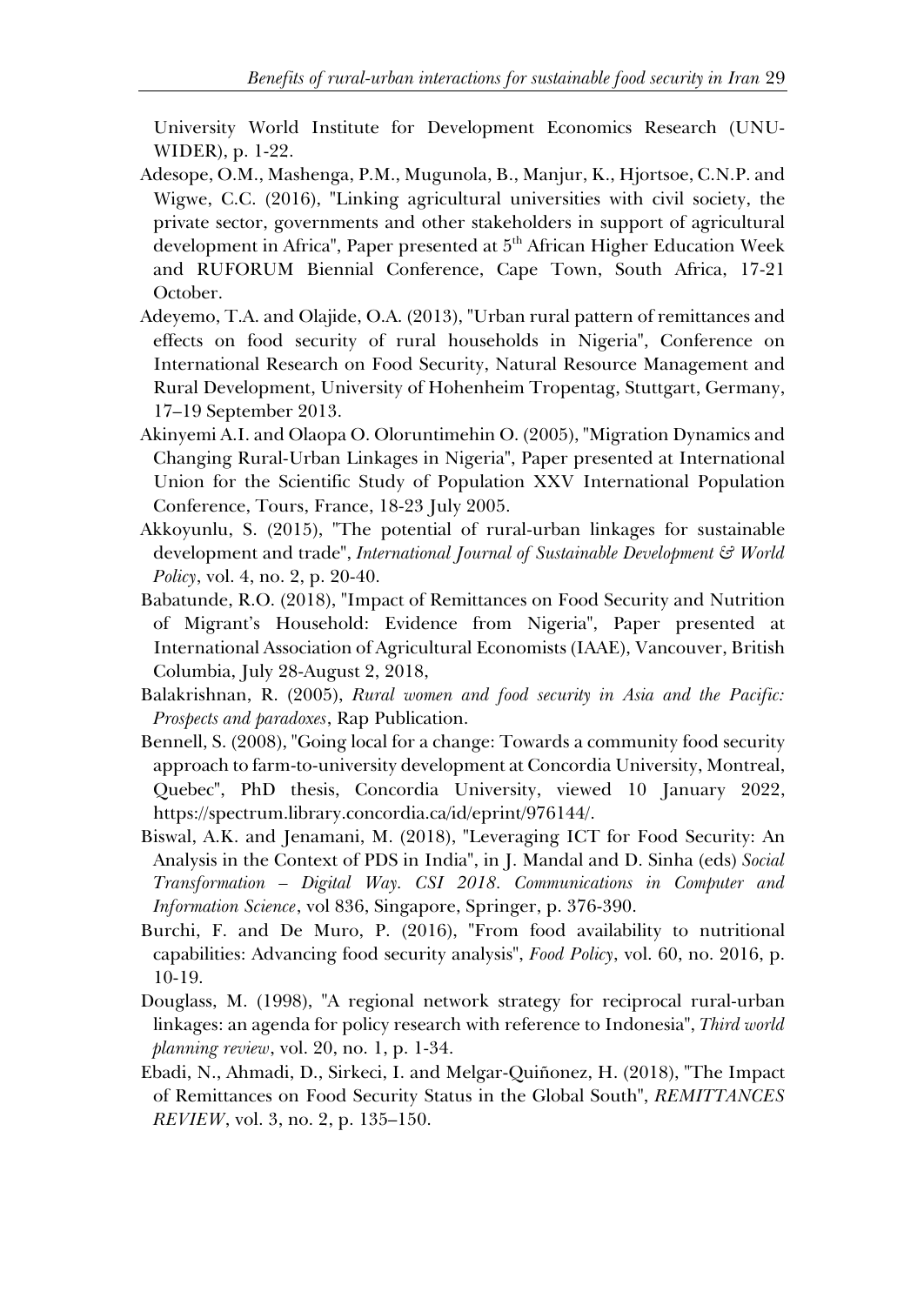University World Institute for Development Economics Research (UNU-WIDER), p. 1-22.

Adesope, O.M., Mashenga, P.M., Mugunola, B., Manjur, K., Hjortsoe, C.N.P. and Wigwe, C.C. (2016), "Linking agricultural universities with civil society, the private sector, governments and other stakeholders in support of agricultural development in Africa", Paper presented at 5th African Higher Education Week and RUFORUM Biennial Conference, Cape Town, South Africa, 17-21 October.

Adeyemo, T.A. and Olajide, O.A. (2013), "Urban rural pattern of remittances and effects on food security of rural households in Nigeria", Conference on International Research on Food Security, Natural Resource Management and Rural Development, University of Hohenheim Tropentag, Stuttgart, Germany, 17–19 September 2013.

Akinyemi A.I. and Olaopa O. Oloruntimehin O. (2005), "Migration Dynamics and Changing Rural-Urban Linkages in Nigeria", Paper presented at International Union for the Scientific Study of Population XXV International Population Conference, Tours, France, 18-23 July 2005.

Akkoyunlu, S. (2015), "The potential of rural-urban linkages for sustainable development and trade", *International Journal of Sustainable Development & World Policy*, vol. 4, no. 2, p. 20-40.

Babatunde, R.O. (2018), "Impact of Remittances on Food Security and Nutrition of Migrant's Household: Evidence from Nigeria", Paper presented at International Association of Agricultural Economists (IAAE), Vancouver, British Columbia, July 28-August 2, 2018,

Balakrishnan, R. (2005), *Rural women and food security in Asia and the Pacific: Prospects and paradoxes*, Rap Publication.

Bennell, S. (2008), "Going local for a change: Towards a community food security approach to farm-to-university development at Concordia University, Montreal, Quebec", PhD thesis, Concordia University, viewed 10 January 2022, https://spectrum.library.concordia.ca/id/eprint/976144/.

Biswal, A.K. and Jenamani, M. (2018), "Leveraging ICT for Food Security: An Analysis in the Context of PDS in India", in J. Mandal and D. Sinha (eds) *Social Transformation – Digital Way. CSI 2018. Communications in Computer and Information Science*, vol 836, Singapore, Springer, p. 376-390.

Burchi, F. and De Muro, P. (2016), "From food availability to nutritional capabilities: Advancing food security analysis", *Food Policy*, vol. 60, no. 2016, p. 10-19.

Douglass, M. (1998), "A regional network strategy for reciprocal rural-urban linkages: an agenda for policy research with reference to Indonesia", *Third world planning review*, vol. 20, no. 1, p. 1-34.

Ebadi, N., Ahmadi, D., Sirkeci, I. and Melgar-Quiñonez, H. (2018), "The Impact of Remittances on Food Security Status in the Global South", *REMITTANCES REVIEW*, vol. 3, no. 2, p. 135–150.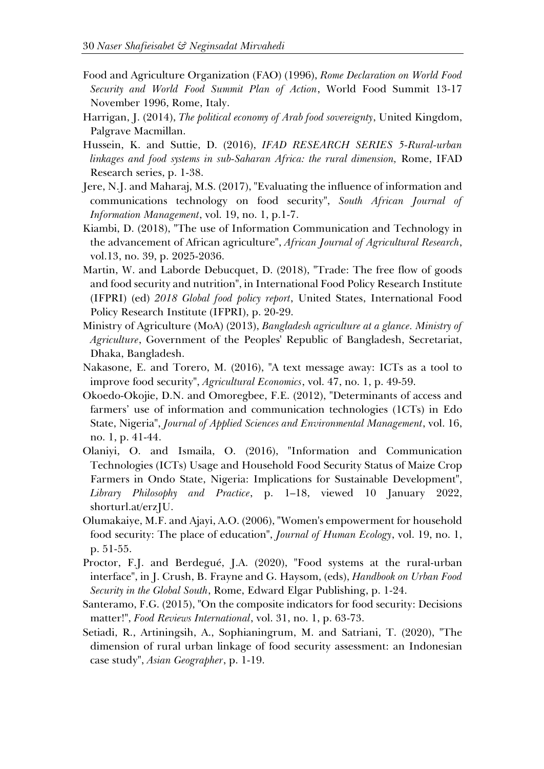Food and Agriculture Organization (FAO) (1996), *Rome Declaration on World Food Security and World Food Summit Plan of Action*, World Food Summit 13-17 November 1996, Rome, Italy.

Harrigan, J. (2014), *The political economy of Arab food sovereignty*, United Kingdom, Palgrave Macmillan.

Hussein, K. and Suttie, D. (2016), *IFAD RESEARCH SERIES 5-Rural-urban linkages and food systems in sub-Saharan Africa: the rural dimension,* Rome, IFAD Research series, p. 1-38.

Jere, N.J. and Maharaj, M.S. (2017), "Evaluating the influence of information and communications technology on food security", *South African Journal of Information Management*, vol. 19, no. 1, p.1-7.

Kiambi, D. (2018), "The use of Information Communication and Technology in the advancement of African agriculture", *African Journal of Agricultural Research*, vol.13, no. 39, p. 2025-2036.

Martin, W. and Laborde Debucquet, D. (2018), "Trade: The free flow of goods and food security and nutrition", in International Food Policy Research Institute (IFPRI) (ed) *2018 Global food policy report*, United States, International Food Policy Research Institute (IFPRI), p. 20-29.

Ministry of Agriculture (MoA) (2013), *Bangladesh agriculture at a glance. Ministry of Agriculture*, Government of the Peoples' Republic of Bangladesh, Secretariat, Dhaka, Bangladesh.

Nakasone, E. and Torero, M. (2016), "A text message away: ICTs as a tool to improve food security", *Agricultural Economics*, vol. 47, no. 1, p. 49-59.

Okoedo-Okojie, D.N. and Omoregbee, F.E. (2012), "Determinants of access and farmers' use of information and communication technologies (1CTs) in Edo State, Nigeria", *Journal of Applied Sciences and Environmental Management*, vol. 16, no. 1, p. 41-44.

Olaniyi, O. and Ismaila, O. (2016), "Information and Communication Technologies (ICTs) Usage and Household Food Security Status of Maize Crop Farmers in Ondo State, Nigeria: Implications for Sustainable Development", *Library Philosophy and Practice*, p. 1–18, viewed 10 January 2022, shorturl.at/erzJU.

Olumakaiye, M.F. and Ajayi, A.O. (2006), "Women's empowerment for household food security: The place of education", *Journal of Human Ecology*, vol. 19, no. 1, p. 51-55.

Proctor, F.J. and Berdegué, J.A. (2020), "Food systems at the rural-urban interface", in J. Crush, B. Frayne and G. Haysom, (eds), *Handbook on Urban Food Security in the Global South*, Rome, Edward Elgar Publishing, p. 1-24.

Santeramo, F.G. (2015), "On the composite indicators for food security: Decisions matter!", *Food Reviews International*, vol. 31, no. 1, p. 63-73.

Setiadi, R., Artiningsih, A., Sophianingrum, M. and Satriani, T. (2020), "The dimension of rural urban linkage of food security assessment: an Indonesian case study", *Asian Geographer*, p. 1-19.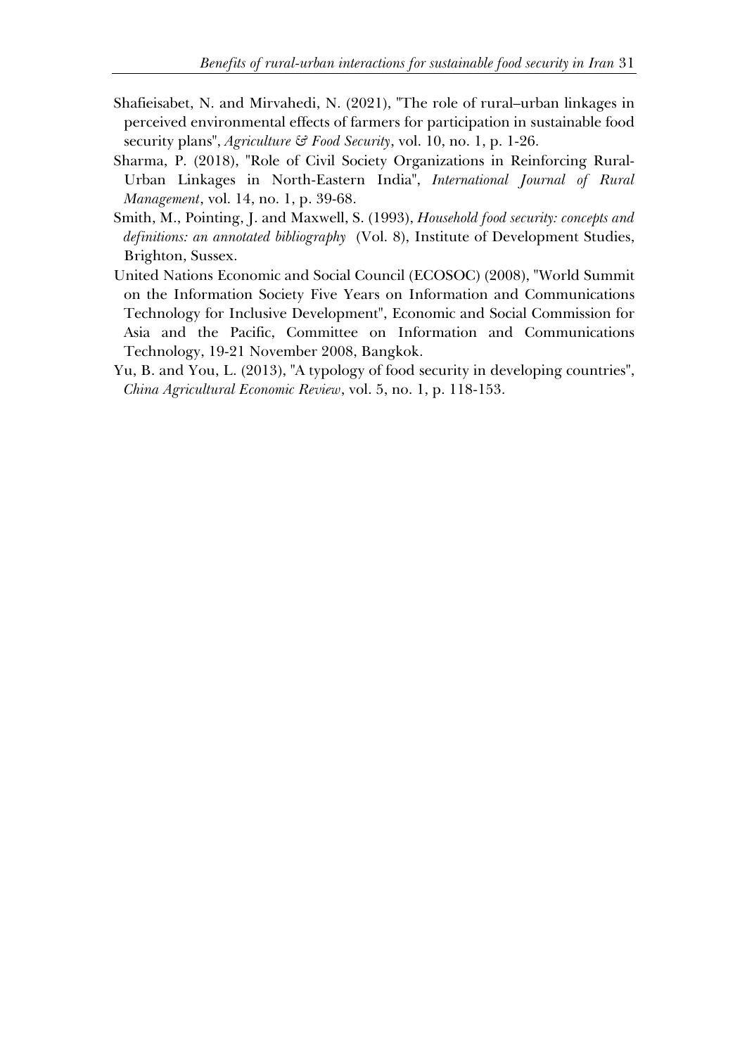Shafieisabet, N. and Mirvahedi, N. (2021), "The role of rural–urban linkages in perceived environmental effects of farmers for participation in sustainable food security plans", *Agriculture & Food Security*, vol. 10, no. 1, p. 1-26.

Sharma, P. (2018), "Role of Civil Society Organizations in Reinforcing Rural-Urban Linkages in North-Eastern India", *International Journal of Rural Management*, vol. 14, no. 1, p. 39-68.

Smith, M., Pointing, J. and Maxwell, S. (1993), *Household food security: concepts and definitions: an annotated bibliography* (Vol. 8), Institute of Development Studies, Brighton, Sussex.

United Nations Economic and Social Council (ECOSOC) (2008), "World Summit on the Information Society Five Years on Information and Communications Technology for Inclusive Development", Economic and Social Commission for Asia and the Pacific, Committee on Information and Communications Technology, 19-21 November 2008, Bangkok.

Yu, B. and You, L. (2013), "A typology of food security in developing countries", *China Agricultural Economic Review*, vol. 5, no. 1, p. 118-153.